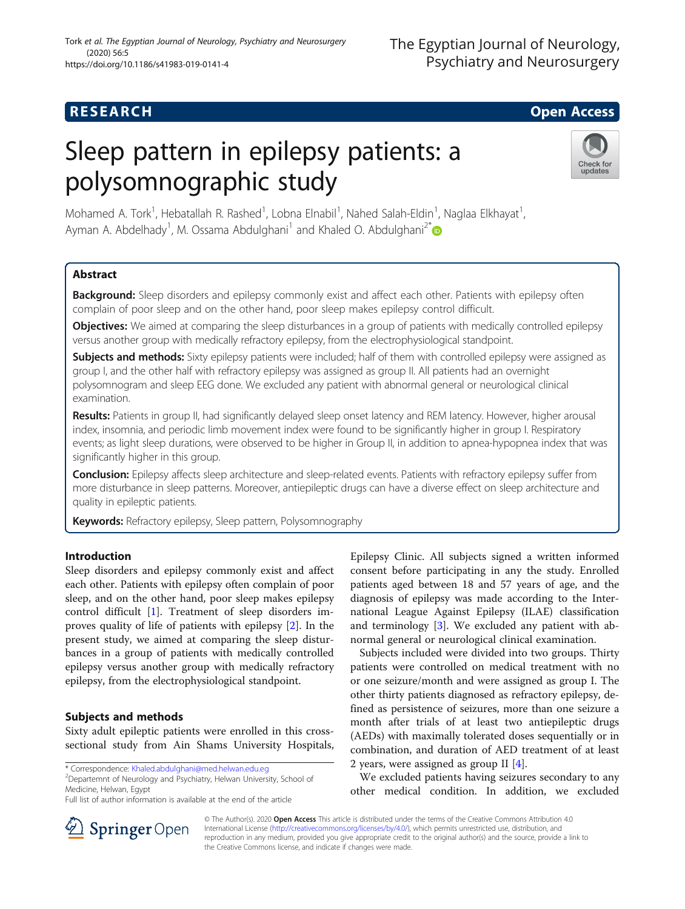# RESEARCH

# Sleep pattern in epilepsy patients: a polysomnographic study

Mohamed A. Tork[1], Hebatallah R. Rashed[1], Lobna Elnabil[1], Nahed Salah-Eldin[1], Naglaa Elkhayat[1], Ayman A. Abdelhady[1], M. Ossama Abdulghani[1] and Khaled O. Abdulghani[2*]

## Abstract

**Background:** Sleep disorders and epilepsy commonly exist and affect each other. Patients with epilepsy often complain of poor sleep and on the other hand, poor sleep makes epilepsy control difficult.

**Objectives:** We aimed at comparing the sleep disturbances in a group of patients with medically controlled epilepsy versus another group with medically refractory epilepsy, from the electrophysiological standpoint.

**Subjects and methods:** Sixty epilepsy patients were included; half of them with controlled epilepsy were assigned as group I, and the other half with refractory epilepsy was assigned as group II. All patients had an overnight polysomnogram and sleep EEG done. We excluded any patient with abnormal general or neurological clinical examination.

**Results:** Patients in group II, had significantly delayed sleep onset latency and REM latency. However, higher arousal index, insomnia, and periodic limb movement index were found to be significantly higher in group I. Respiratory events; as light sleep durations, were observed to be higher in Group II, in addition to apnea-hypopnea index that was significantly higher in this group.

**Conclusion:** Epilepsy affects sleep architecture and sleep-related events. Patients with refractory epilepsy suffer from more disturbance in sleep patterns. Moreover, antiepileptic drugs can have a diverse effect on sleep architecture and quality in epileptic patients.

**Keywords:** Refractory epilepsy, Sleep pattern, Polysomnography

## Introduction

Sleep disorders and epilepsy commonly exist and affect each other. Patients with epilepsy often complain of poor sleep, and on the other hand, poor sleep makes epilepsy control difficult [1]. Treatment of sleep disorders improves quality of life of patients with epilepsy [2]. In the present study, we aimed at comparing the sleep disturbances in a group of patients with medically controlled epilepsy versus another group with medically refractory epilepsy, from the electrophysiological standpoint.

## Subjects and methods

Sixty adult epileptic patients were enrolled in this cross-sectional study from Ain Shams University Hospitals, Epilepsy Clinic. All subjects signed a written informed consent before participating in any the study. Enrolled patients aged between 18 and 57 years of age, and the diagnosis of epilepsy was made according to the International League Against Epilepsy (ILAE) classification and terminology [3]. We excluded any patient with abnormal general or neurological clinical examination.

Subjects included were divided into two groups. Thirty patients were controlled on medical treatment with no or one seizure/month and were assigned as group I. The other thirty patients diagnosed as refractory epilepsy, defined as persistence of seizures, more than one seizure a month after trials of at least two antiepileptic drugs (AEDs) with maximally tolerated doses sequentially or in combination, and duration of AED treatment of at least 2 years, were assigned as group II [4].

We excluded patients having seizures secondary to any other medical condition. In addition, we excluded

---

\* Correspondence: Khaled.abdulghani@med.helwan.edu.eg
[2]Departemnt of Neurology and Psychiatry, Helwan University, School of Medicine, Helwan, Egypt
Full list of author information is available at the end of the article

© The Author(s). 2020 **Open Access** This article is distributed under the terms of the Creative Commons Attribution 4.0 International License (http://creativecommons.org/licenses/by/4.0/), which permits unrestricted use, distribution, and reproduction in any medium, provided you give appropriate credit to the original author(s) and the source, provide a link to the Creative Commons license, and indicate if changes were made.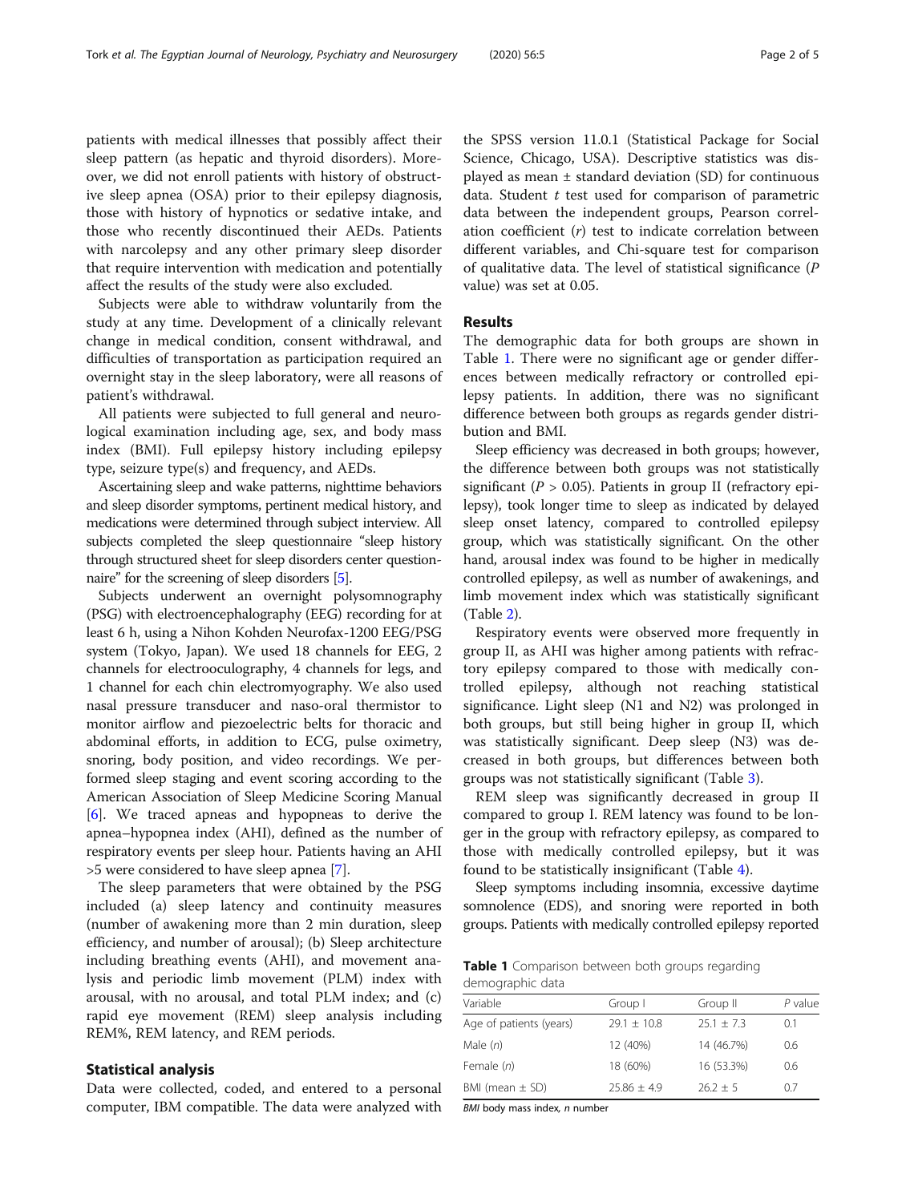patients with medical illnesses that possibly affect their sleep pattern (as hepatic and thyroid disorders). Moreover, we did not enroll patients with history of obstructive sleep apnea (OSA) prior to their epilepsy diagnosis, those with history of hypnotics or sedative intake, and those who recently discontinued their AEDs. Patients with narcolepsy and any other primary sleep disorder that require intervention with medication and potentially affect the results of the study were also excluded.

Subjects were able to withdraw voluntarily from the study at any time. Development of a clinically relevant change in medical condition, consent withdrawal, and difficulties of transportation as participation required an overnight stay in the sleep laboratory, were all reasons of patient's withdrawal.

All patients were subjected to full general and neurological examination including age, sex, and body mass index (BMI). Full epilepsy history including epilepsy type, seizure type(s) and frequency, and AEDs.

Ascertaining sleep and wake patterns, nighttime behaviors and sleep disorder symptoms, pertinent medical history, and medications were determined through subject interview. All subjects completed the sleep questionnaire "sleep history through structured sheet for sleep disorders center questionnaire" for the screening of sleep disorders [5].

Subjects underwent an overnight polysomnography (PSG) with electroencephalography (EEG) recording for at least 6 h, using a Nihon Kohden Neurofax-1200 EEG/PSG system (Tokyo, Japan). We used 18 channels for EEG, 2 channels for electrooculography, 4 channels for legs, and 1 channel for each chin electromyography. We also used nasal pressure transducer and naso-oral thermistor to monitor airflow and piezoelectric belts for thoracic and abdominal efforts, in addition to ECG, pulse oximetry, snoring, body position, and video recordings. We performed sleep staging and event scoring according to the American Association of Sleep Medicine Scoring Manual [6]. We traced apneas and hypopneas to derive the apnea–hypopnea index (AHI), defined as the number of respiratory events per sleep hour. Patients having an AHI >5 were considered to have sleep apnea [7].

The sleep parameters that were obtained by the PSG included (a) sleep latency and continuity measures (number of awakening more than 2 min duration, sleep efficiency, and number of arousal); (b) Sleep architecture including breathing events (AHI), and movement analysis and periodic limb movement (PLM) index with arousal, with no arousal, and total PLM index; and (c) rapid eye movement (REM) sleep analysis including REM%, REM latency, and REM periods.

## Statistical analysis

Data were collected, coded, and entered to a personal computer, IBM compatible. The data were analyzed with the SPSS version 11.0.1 (Statistical Package for Social Science, Chicago, USA). Descriptive statistics was displayed as mean ± standard deviation (SD) for continuous data. Student *t* test used for comparison of parametric data between the independent groups, Pearson correlation coefficient ($r$) test to indicate correlation between different variables, and Chi-square test for comparison of qualitative data. The level of statistical significance ($P$ value) was set at 0.05.

## Results

The demographic data for both groups are shown in Table 1. There were no significant age or gender differences between medically refractory or controlled epilepsy patients. In addition, there was no significant difference between both groups as regards gender distribution and BMI.

Sleep efficiency was decreased in both groups; however, the difference between both groups was not statistically significant ($P > 0.05$). Patients in group II (refractory epilepsy), took longer time to sleep as indicated by delayed sleep onset latency, compared to controlled epilepsy group, which was statistically significant. On the other hand, arousal index was found to be higher in medically controlled epilepsy, as well as number of awakenings, and limb movement index which was statistically significant (Table 2).

Respiratory events were observed more frequently in group II, as AHI was higher among patients with refractory epilepsy compared to those with medically controlled epilepsy, although not reaching statistical significance. Light sleep (N1 and N2) was prolonged in both groups, but still being higher in group II, which was statistically significant. Deep sleep (N3) was decreased in both groups, but differences between both groups was not statistically significant (Table 3).

REM sleep was significantly decreased in group II compared to group I. REM latency was found to be longer in the group with refractory epilepsy, as compared to those with medically controlled epilepsy, but it was found to be statistically insignificant (Table 4).

Sleep symptoms including insomnia, excessive daytime somnolence (EDS), and snoring were reported in both groups. Patients with medically controlled epilepsy reported

**Table 1** Comparison between both groups regarding demographic data

| Variable | Group I | Group II | *P* value |
|---|---|---|---|
| Age of patients (years) | 29.1 ± 10.8 | 25.1 ± 7.3 | 0.1 |
| Male (*n*) | 12 (40%) | 14 (46.7%) | 0.6 |
| Female (*n*) | 18 (60%) | 16 (53.3%) | 0.6 |
| BMI (mean ± SD) | 25.86 ± 4.9 | 26.2 ± 5 | 0.7 |

*BMI* body mass index, *n* number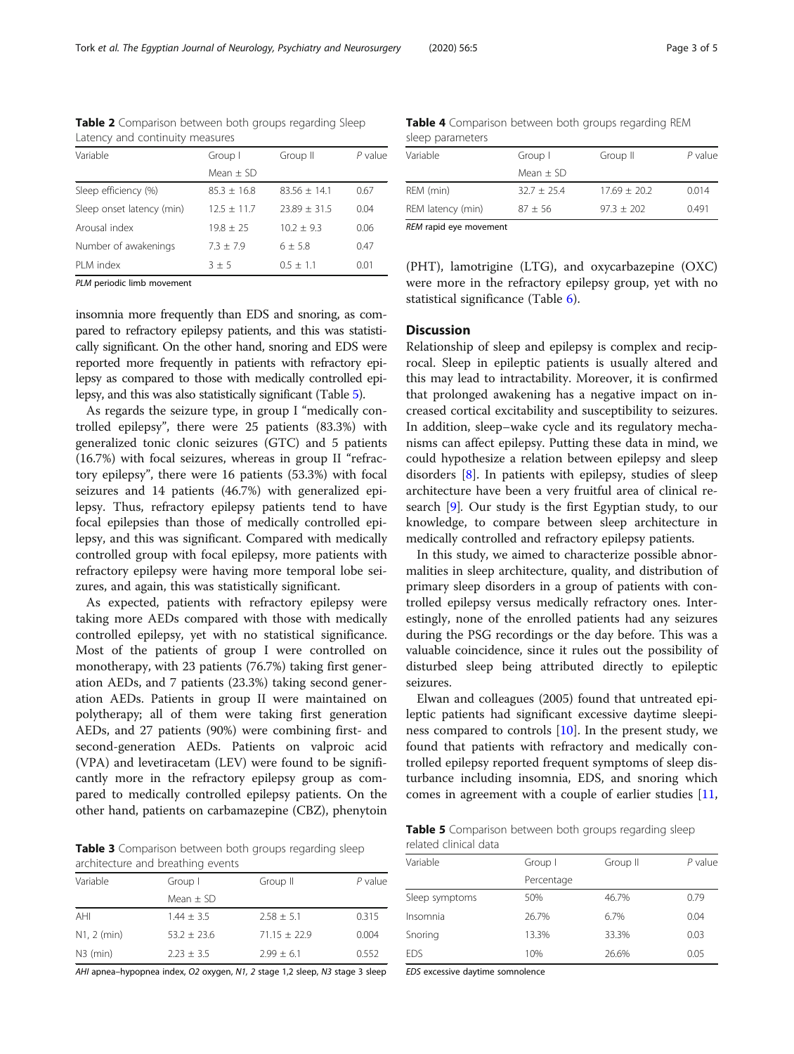**Table 2** Comparison between both groups regarding Sleep Latency and continuity measures

| Variable | Group I | Group II | *P* value |
|---|---|---|---|
| | Mean ± SD | | |
| Sleep efficiency (%) | 85.3 ± 16.8 | 83.56 ± 14.1 | 0.67 |
| Sleep onset latency (min) | 12.5 ± 11.7 | 23.89 ± 31.5 | 0.04 |
| Arousal index | 19.8 ± 25 | 10.2 ± 9.3 | 0.06 |
| Number of awakenings | 7.3 ± 7.9 | 6 ± 5.8 | 0.47 |
| PLM index | 3 ± 5 | 0.5 ± 1.1 | 0.01 |

*PLM* periodic limb movement

insomnia more frequently than EDS and snoring, as compared to refractory epilepsy patients, and this was statistically significant. On the other hand, snoring and EDS were reported more frequently in patients with refractory epilepsy as compared to those with medically controlled epilepsy, and this was also statistically significant (Table 5).

As regards the seizure type, in group I "medically controlled epilepsy", there were 25 patients (83.3%) with generalized tonic clonic seizures (GTC) and 5 patients (16.7%) with focal seizures, whereas in group II "refractory epilepsy", there were 16 patients (53.3%) with focal seizures and 14 patients (46.7%) with generalized epilepsy. Thus, refractory epilepsy patients tend to have focal epilepsies than those of medically controlled epilepsy, and this was significant. Compared with medically controlled group with focal epilepsy, more patients with refractory epilepsy were having more temporal lobe seizures, and again, this was statistically significant.

As expected, patients with refractory epilepsy were taking more AEDs compared with those with medically controlled epilepsy, yet with no statistical significance. Most of the patients of group I were controlled on monotherapy, with 23 patients (76.7%) taking first generation AEDs, and 7 patients (23.3%) taking second generation AEDs. Patients in group II were maintained on polytherapy; all of them were taking first generation AEDs, and 27 patients (90%) were combining first- and second-generation AEDs. Patients on valproic acid (VPA) and levetiracetam (LEV) were found to be significantly more in the refractory epilepsy group as compared to medically controlled epilepsy patients. On the other hand, patients on carbamazepine (CBZ), phenytoin

**Table 3** Comparison between both groups regarding sleep architecture and breathing events

| Variable | Group I | Group II | *P* value |
|---|---|---|---|
| | Mean ± SD | | |
| AHI | 1.44 ± 3.5 | 2.58 ± 5.1 | 0.315 |
| N1, 2 (min) | 53.2 ± 23.6 | 71.15 ± 22.9 | 0.004 |
| N3 (min) | 2.23 ± 3.5 | 2.99 ± 6.1 | 0.552 |

*AHI* apnea–hypopnea index, *O2* oxygen, *N1, 2* stage 1,2 sleep, *N3* stage 3 sleep

**Table 4** Comparison between both groups regarding REM sleep parameters

| Variable | Group I | Group II | *P* value |
|---|---|---|---|
| | Mean ± SD | | |
| REM (min) | 32.7 ± 25.4 | 17.69 ± 20.2 | 0.014 |
| REM latency (min) | 87 ± 56 | 97.3 ± 202 | 0.491 |

*REM* rapid eye movement

(PHT), lamotrigine (LTG), and oxycarbazepine (OXC) were more in the refractory epilepsy group, yet with no statistical significance (Table 6).

## Discussion

Relationship of sleep and epilepsy is complex and reciprocal. Sleep in epileptic patients is usually altered and this may lead to intractability. Moreover, it is confirmed that prolonged awakening has a negative impact on increased cortical excitability and susceptibility to seizures. In addition, sleep–wake cycle and its regulatory mechanisms can affect epilepsy. Putting these data in mind, we could hypothesize a relation between epilepsy and sleep disorders [8]. In patients with epilepsy, studies of sleep architecture have been a very fruitful area of clinical research [9]. Our study is the first Egyptian study, to our knowledge, to compare between sleep architecture in medically controlled and refractory epilepsy patients.

In this study, we aimed to characterize possible abnormalities in sleep architecture, quality, and distribution of primary sleep disorders in a group of patients with controlled epilepsy versus medically refractory ones. Interestingly, none of the enrolled patients had any seizures during the PSG recordings or the day before. This was a valuable coincidence, since it rules out the possibility of disturbed sleep being attributed directly to epileptic seizures.

Elwan and colleagues (2005) found that untreated epileptic patients had significant excessive daytime sleepiness compared to controls [10]. In the present study, we found that patients with refractory and medically controlled epilepsy reported frequent symptoms of sleep disturbance including insomnia, EDS, and snoring which comes in agreement with a couple of earlier studies [11,

**Table 5** Comparison between both groups regarding sleep related clinical data

| Variable | Group I | Group II | *P* value |
|---|---|---|---|
| | Percentage | | |
| Sleep symptoms | 50% | 46.7% | 0.79 |
| Insomnia | 26.7% | 6.7% | 0.04 |
| Snoring | 13.3% | 33.3% | 0.03 |
| EDS | 10% | 26.6% | 0.05 |

*EDS* excessive daytime somnolence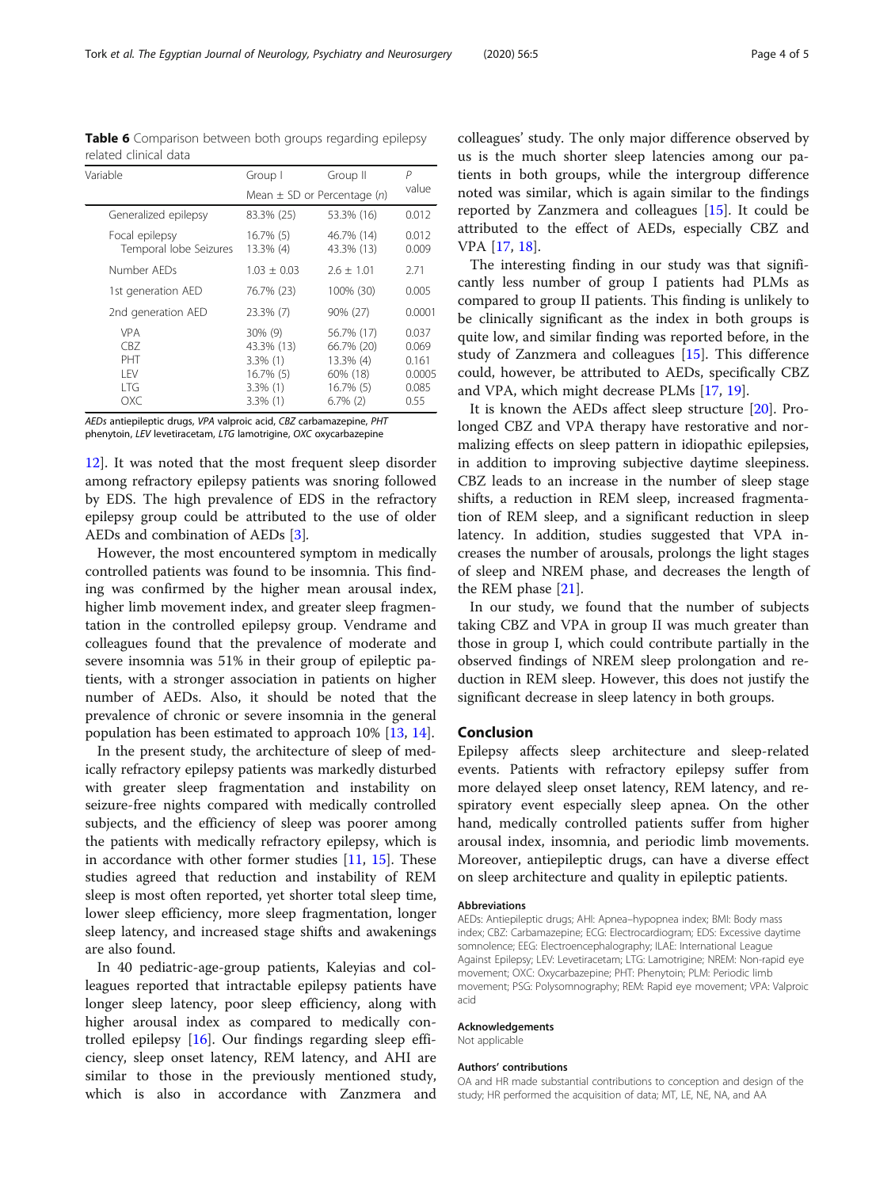**Table 6** Comparison between both groups regarding epilepsy related clinical data

| Variable | Group I | Group II | P value |
|---|---|---|---|
| | Mean ± SD or Percentage (n) | | |
| Generalized epilepsy | 83.3% (25) | 53.3% (16) | 0.012 |
| Focal epilepsy | 16.7% (5) | 46.7% (14) | 0.012 |
| Temporal lobe Seizures | 13.3% (4) | 43.3% (13) | 0.009 |
| Number AEDs | 1.03 ± 0.03 | 2.6 ± 1.01 | 2.71 |
| 1st generation AED | 76.7% (23) | 100% (30) | 0.005 |
| 2nd generation AED | 23.3% (7) | 90% (27) | 0.0001 |
| VPA | 30% (9) | 56.7% (17) | 0.037 |
| CBZ | 43.3% (13) | 66.7% (20) | 0.069 |
| PHT | 3.3% (1) | 13.3% (4) | 0.161 |
| LEV | 16.7% (5) | 60% (18) | 0.0005 |
| LTG | 3.3% (1) | 16.7% (5) | 0.085 |
| OXC | 3.3% (1) | 6.7% (2) | 0.55 |

*AEDs* antiepileptic drugs, *VPA* valproic acid, *CBZ* carbamazepine, *PHT* phenytoin, *LEV* levetiracetam, *LTG* lamotrigine, *OXC* oxycarbazepine

12]. It was noted that the most frequent sleep disorder among refractory epilepsy patients was snoring followed by EDS. The high prevalence of EDS in the refractory epilepsy group could be attributed to the use of older AEDs and combination of AEDs [3].

However, the most encountered symptom in medically controlled patients was found to be insomnia. This finding was confirmed by the higher mean arousal index, higher limb movement index, and greater sleep fragmentation in the controlled epilepsy group. Vendrame and colleagues found that the prevalence of moderate and severe insomnia was 51% in their group of epileptic patients, with a stronger association in patients on higher number of AEDs. Also, it should be noted that the prevalence of chronic or severe insomnia in the general population has been estimated to approach 10% [13, 14].

In the present study, the architecture of sleep of medically refractory epilepsy patients was markedly disturbed with greater sleep fragmentation and instability on seizure-free nights compared with medically controlled subjects, and the efficiency of sleep was poorer among the patients with medically refractory epilepsy, which is in accordance with other former studies [11, 15]. These studies agreed that reduction and instability of REM sleep is most often reported, yet shorter total sleep time, lower sleep efficiency, more sleep fragmentation, longer sleep latency, and increased stage shifts and awakenings are also found.

In 40 pediatric-age-group patients, Kaleyias and colleagues reported that intractable epilepsy patients have longer sleep latency, poor sleep efficiency, along with higher arousal index as compared to medically controlled epilepsy [16]. Our findings regarding sleep efficiency, sleep onset latency, REM latency, and AHI are similar to those in the previously mentioned study, which is also in accordance with Zanzmera and colleagues' study. The only major difference observed by us is the much shorter sleep latencies among our patients in both groups, while the intergroup difference noted was similar, which is again similar to the findings reported by Zanzmera and colleagues [15]. It could be attributed to the effect of AEDs, especially CBZ and VPA [17, 18].

The interesting finding in our study was that significantly less number of group I patients had PLMs as compared to group II patients. This finding is unlikely to be clinically significant as the index in both groups is quite low, and similar finding was reported before, in the study of Zanzmera and colleagues [15]. This difference could, however, be attributed to AEDs, specifically CBZ and VPA, which might decrease PLMs [17, 19].

It is known the AEDs affect sleep structure [20]. Prolonged CBZ and VPA therapy have restorative and normalizing effects on sleep pattern in idiopathic epilepsies, in addition to improving subjective daytime sleepiness. CBZ leads to an increase in the number of sleep stage shifts, a reduction in REM sleep, increased fragmentation of REM sleep, and a significant reduction in sleep latency. In addition, studies suggested that VPA increases the number of arousals, prolongs the light stages of sleep and NREM phase, and decreases the length of the REM phase [21].

In our study, we found that the number of subjects taking CBZ and VPA in group II was much greater than those in group I, which could contribute partially in the observed findings of NREM sleep prolongation and reduction in REM sleep. However, this does not justify the significant decrease in sleep latency in both groups.

## Conclusion

Epilepsy affects sleep architecture and sleep-related events. Patients with refractory epilepsy suffer from more delayed sleep onset latency, REM latency, and respiratory event especially sleep apnea. On the other hand, medically controlled patients suffer from higher arousal index, insomnia, and periodic limb movements. Moreover, antiepileptic drugs, can have a diverse effect on sleep architecture and quality in epileptic patients.

### Abbreviations

AEDs: Antiepileptic drugs; AHI: Apnea–hypopnea index; BMI: Body mass index; CBZ: Carbamazepine; ECG: Electrocardiogram; EDS: Excessive daytime somnolence; EEG: Electroencephalography; ILAE: International League Against Epilepsy; LEV: Levetiracetam; LTG: Lamotrigine; NREM: Non-rapid eye movement; OXC: Oxycarbazepine; PHT: Phenytoin; PLM: Periodic limb movement; PSG: Polysomnography; REM: Rapid eye movement; VPA: Valproic acid

### Acknowledgements

Not applicable

### Authors' contributions

OA and HR made substantial contributions to conception and design of the study; HR performed the acquisition of data; MT, LE, NE, NA, and AA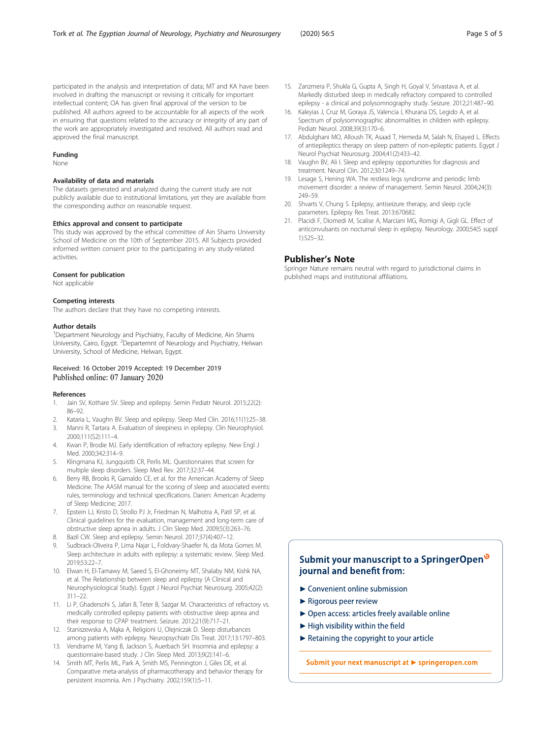participated in the analysis and interpretation of data; MT and KA have been involved in drafting the manuscript or revising it critically for important intellectual content; OA has given final approval of the version to be published. All authors agreed to be accountable for all aspects of the work in ensuring that questions related to the accuracy or integrity of any part of the work are appropriately investigated and resolved. All authors read and approved the final manuscript.

#### Funding

None

#### Availability of data and materials

The datasets generated and analyzed during the current study are not publicly available due to institutional limitations, yet they are available from the corresponding author on reasonable request.

#### Ethics approval and consent to participate

This study was approved by the ethical committee of Ain Shams University School of Medicine on the 10th of September 2015. All Subjects provided informed written consent prior to the participating in any study-related activities.

#### Consent for publication

Not applicable

#### Competing interests

The authors declare that they have no competing interests.

#### Author details

[1]Department Neurology and Psychiatry, Faculty of Medicine, Ain Shams University, Cairo, Egypt. [2]Departemnt of Neurology and Psychiatry, Helwan University, School of Medicine, Helwan, Egypt.

Received: 16 October 2019 Accepted: 19 December 2019
Published online: 07 January 2020

#### References

1. Jain SV, Kothare SV. Sleep and epilepsy. Semin Pediatr Neurol. 2015;22(2): 86–92.
2. Kataria L, Vaughn BV. Sleep and epilepsy. Sleep Med Clin. 2016;11(1):25–38.
3. Manni R, Tartara A. Evaluation of sleepiness in epilepsy. Clin Neurophysiol. 2000;111(S2):111–4.
4. Kwan P, Brodie MJ. Early identification of refractory epilepsy. New Engl J Med. 2000;342:314–9.
5. Klingmana KJ, Jungquistb CR, Perlis ML. Questionnaires that screen for multiple sleep disorders. Sleep Med Rev. 2017;32:37–44.
6. Berry RB, Brooks R, Gamaldo CE, et al. for the American Academy of Sleep Medicine. The AASM manual for the scoring of sleep and associated events: rules, terminology and technical specifications. Darien: American Academy of Sleep Medicine; 2017.
7. Epstein LJ, Kristo D, Strollo PJ Jr, Friedman N, Malhotra A, Patil SP, et al. Clinical guidelines for the evaluation, management and long-term care of obstructive sleep apnea in adults. J Clin Sleep Med. 2009;5(3):263–76.
8. Bazil CW. Sleep and epilepsy. Semin Neurol. 2017;37(4):407–12.
9. Sudbrack-Oliveira P, Lima Najar L, Foldvary-Shaefer N, da Mota Gomes M. Sleep architecture in adults with epilepsy: a systematic review. Sleep Med. 2019;53:22–7.
10. Elwan H, El-Tamawy M, Saeed S, El-Ghoneimy MT, Shalaby NM, Kishk NA, et al. The Relationship between sleep and epilepsy (A Clinical and Neurophysiological Study). Egypt J Neurol Psychiat Neurosurg. 2005;42(2): 311–22.
11. Li P, Ghadersohi S, Jafari B, Teter B, Sazgar M. Characteristics of refractory vs. medically controlled epilepsy patients with obstructive sleep apnea and their response to CPAP treatment. Seizure. 2012;21(9):717–21.
12. Staniszewska A, Mąka A, Religioni U, Olejniczak D. Sleep disturbances among patients with epilepsy. Neuropsychiatr Dis Treat. 2017;13:1797–803.
13. Vendrame M, Yang B, Jackson S, Auerbach SH. Insomnia and epilepsy: a questionnaire-based study. J Clin Sleep Med. 2013;9(2):141–6.
14. Smith MT, Perlis ML, Park A, Smith MS, Pennington J, Giles DE, et al. Comparative meta-analysis of pharmacotherapy and behavior therapy for persistent insomnia. Am J Psychiatry. 2002;159(1):5–11.
15. Zanzmera P, Shukla G, Gupta A, Singh H, Goyal V, Srivastava A, et al. Markedly disturbed sleep in medically refractory compared to controlled epilepsy - a clinical and polysomnography study. Seizure. 2012;21:487–90.
16. Kaleyias J, Cruz M, Goraya JS, Valencia I, Khurana DS, Legido A, et al. Spectrum of polysomnographic abnormalities in children with epilepsy. Pediatr Neurol. 2008;39(3):170–6.
17. Abdulghani MO, Alloush TK, Asaad T, Hemeda M, Salah N, Elsayed L. Effects of antiepileptics therapy on sleep pattern of non-epileptic patients. Egypt J Neurol Psychiat Neurosurg. 2004;41(2):433–42.
18. Vaughn BV, Ali I. Sleep and epilepsy opportunities for diagnosis and treatment. Neurol Clin. 2012;30:1249–74.
19. Lesage S, Hening WA. The restless legs syndrome and periodic limb movement disorder: a review of management. Semin Neurol. 2004;24(3): 249–59.
20. Shvarts V, Chung S. Epilepsy, antiseizure therapy, and sleep cycle parameters. Epilepsy Res Treat. 2013:670682.
21. Placidi F, Diomedi M, Scalise A, Marciani MG, Romigi A, Gigli GL. Effect of anticonvulsants on nocturnal sleep in epilepsy. Neurology. 2000;54(5 suppl 1):S25–32.

## Publisher's Note

Springer Nature remains neutral with regard to jurisdictional claims in published maps and institutional affiliations.

**Submit your manuscript to a SpringerOpen journal and benefit from:**

- Convenient online submission
- Rigorous peer review
- Open access: articles freely available online
- High visibility within the field
- Retaining the copyright to your article

Submit your next manuscript at ▶ springeropen.com